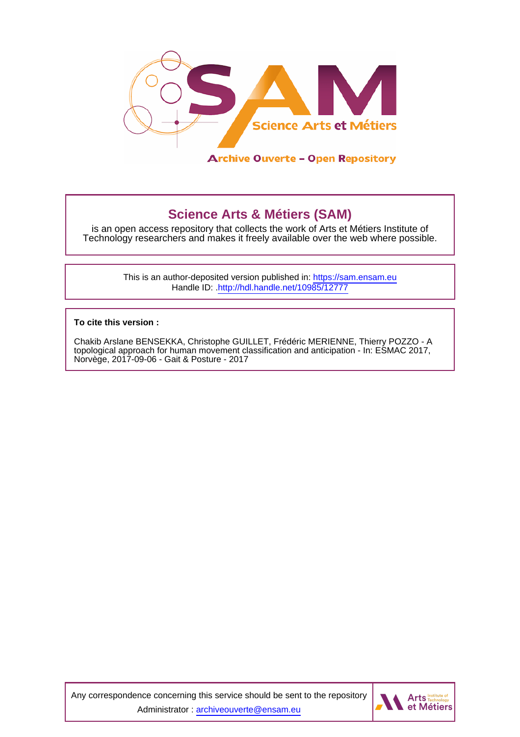Science Arts et Métiers

Archive Ouverte – Open Repository

## Science Arts & Métiers (SAM)

is an open access repository that collects the work of Arts et Métiers Institute of Technology researchers and makes it freely available over the web where possible.

This is an author-deposited version published in: https://sam.ensam.eu
Handle ID: .http://hdl.handle.net/10985/12777

**To cite this version :**

Chakib Arslane BENSEKKA, Christophe GUILLET, Frédéric MERIENNE, Thierry POZZO - A topological approach for human movement classification and anticipation - In: ESMAC 2017, Norvège, 2017-09-06 - Gait & Posture - 2017

Any correspondence concerning this service should be sent to the repository Administrator : archiveouverte@ensam.eu

Arts Institute of Technology et Métiers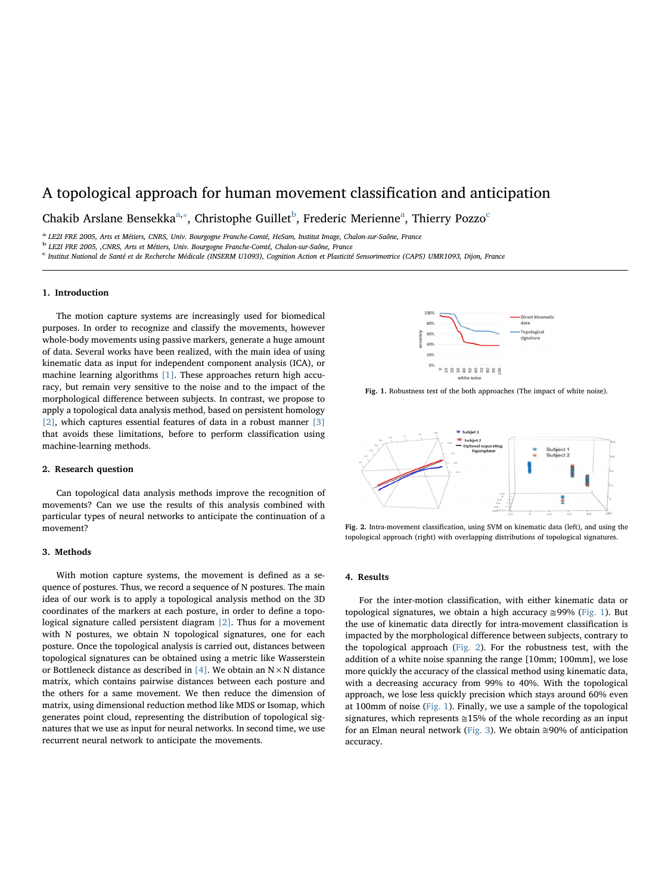# A topological approach for human movement classification and anticipation

Chakib Arslane Bensekka[a,*], Christophe Guillet[b], Frederic Merienne[a], Thierry Pozzo[c]

[a] LE2I FRE 2005, Arts et Métiers, CNRS, Univ. Bourgogne Franche-Comté, HeSam, Institut Image, Chalon-sur-Saône, France

[b] LE2I FRE 2005, ,CNRS, Arts et Métiers, Univ. Bourgogne Franche-Comté, Chalon-sur-Saône, France

[c] Institut National de Santé et de Recherche Médicale (INSERM U1093), Cognition Action et Plasticité Sensorimotrice (CAPS) UMR1093, Dijon, France

## 1. Introduction

The motion capture systems are increasingly used for biomedical purposes. In order to recognize and classify the movements, however whole-body movements using passive markers, generate a huge amount of data. Several works have been realized, with the main idea of using kinematic data as input for independent component analysis (ICA), or machine learning algorithms [1]. These approaches return high accuracy, but remain very sensitive to the noise and to the impact of the morphological difference between subjects. In contrast, we propose to apply a topological data analysis method, based on persistent homology [2], which captures essential features of data in a robust manner [3] that avoids these limitations, before to perform classification using machine-learning methods.

## 2. Research question

Can topological data analysis methods improve the recognition of movements? Can we use the results of this analysis combined with particular types of neural networks to anticipate the continuation of a movement?

## 3. Methods

With motion capture systems, the movement is defined as a sequence of postures. Thus, we record a sequence of N postures. The main idea of our work is to apply a topological analysis method on the 3D coordinates of the markers at each posture, in order to define a topological signature called persistent diagram [2]. Thus for a movement with N postures, we obtain N topological signatures, one for each posture. Once the topological analysis is carried out, distances between topological signatures can be obtained using a metric like Wasserstein or Bottleneck distance as described in [4]. We obtain an $N \times N$ distance matrix, which contains pairwise distances between each posture and the others for a same movement. We then reduce the dimension of matrix, using dimensional reduction method like MDS or Isomap, which generates point cloud, representing the distribution of topological signatures that we use as input for neural networks. In second time, we use recurrent neural network to anticipate the movements.

**Fig. 1.** Robustness test of the both approaches (The impact of white noise).

**Fig. 2.** Intra-movement classification, using SVM on kinematic data (left), and using the topological approach (right) with overlapping distributions of topological signatures.

## 4. Results

For the inter-motion classification, with either kinematic data or topological signatures, we obtain a high accuracy ≅99% (Fig. 1). But the use of kinematic data directly for intra-movement classification is impacted by the morphological difference between subjects, contrary to the topological approach (Fig. 2). For the robustness test, with the addition of a white noise spanning the range [10mm; 100mm], we lose more quickly the accuracy of the classical method using kinematic data, with a decreasing accuracy from 99% to 40%. With the topological approach, we lose less quickly precision which stays around 60% even at 100mm of noise (Fig. 1). Finally, we use a sample of the topological signatures, which represents ≅15% of the whole recording as an input for an Elman neural network (Fig. 3). We obtain ≅90% of anticipation accuracy.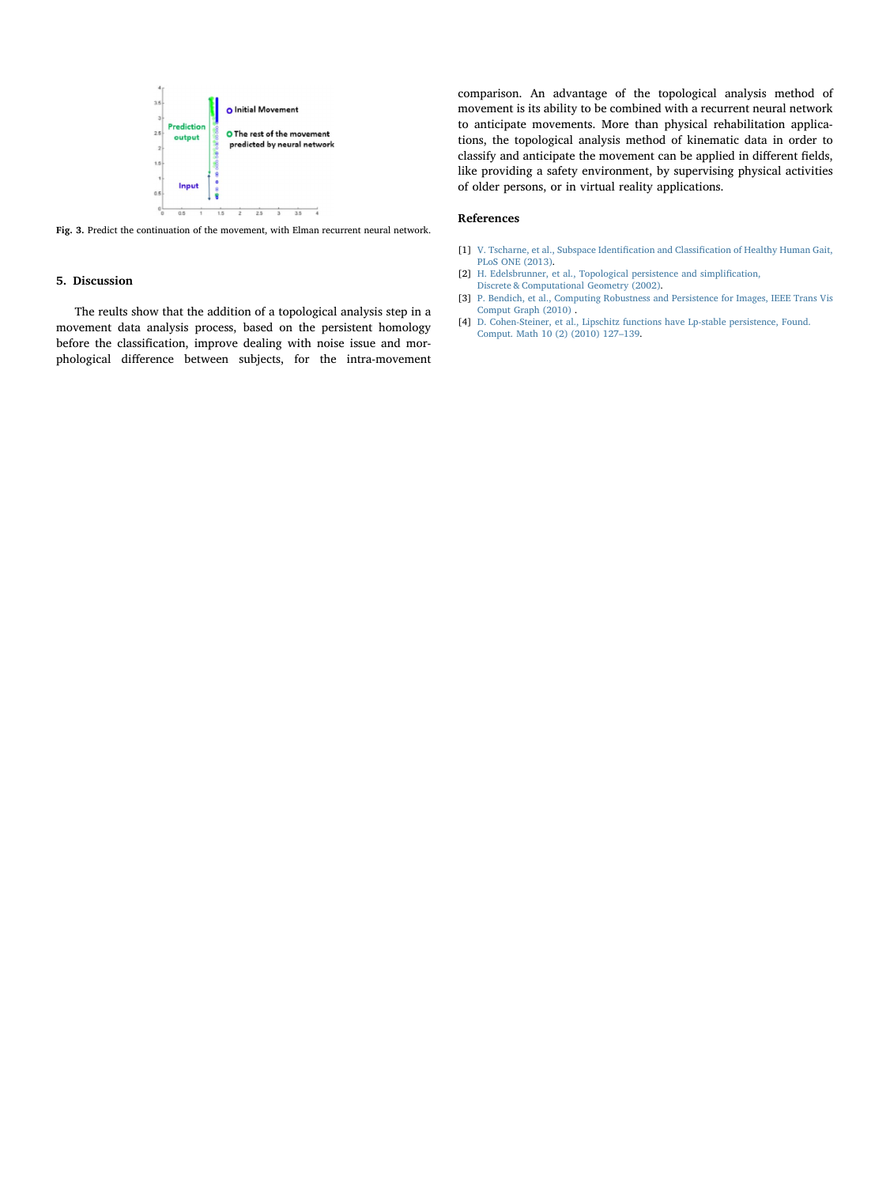3.5

3

2.5

2

1.5

1

0.5

0

0 0.5 1 1.5 2 2.5 3 3.5 4

Prediction output

Input

Initial Movement

The rest of the movement predicted by neural network

**Fig. 3.** Predict the continuation of the movement, with Elman recurrent neural network.

## 5. Discussion

The reults show that the addition of a topological analysis step in a movement data analysis process, based on the persistent homology before the classification, improve dealing with noise issue and morphological difference between subjects, for the intra-movement comparison. An advantage of the topological analysis method of movement is its ability to be combined with a recurrent neural network to anticipate movements. More than physical rehabilitation applications, the topological analysis method of kinematic data in order to classify and anticipate the movement can be applied in different fields, like providing a safety environment, by supervising physical activities of older persons, or in virtual reality applications.

## References

[1] V. Tscharne, et al., Subspace Identification and Classification of Healthy Human Gait, PLoS ONE (2013).

[2] H. Edelsbrunner, et al., Topological persistence and simplification, Discrete & Computational Geometry (2002).

[3] P. Bendich, et al., Computing Robustness and Persistence for Images, IEEE Trans Vis Comput Graph (2010) .

[4] D. Cohen-Steiner, et al., Lipschitz functions have Lp-stable persistence, Found. Comput. Math 10 (2) (2010) 127–139.